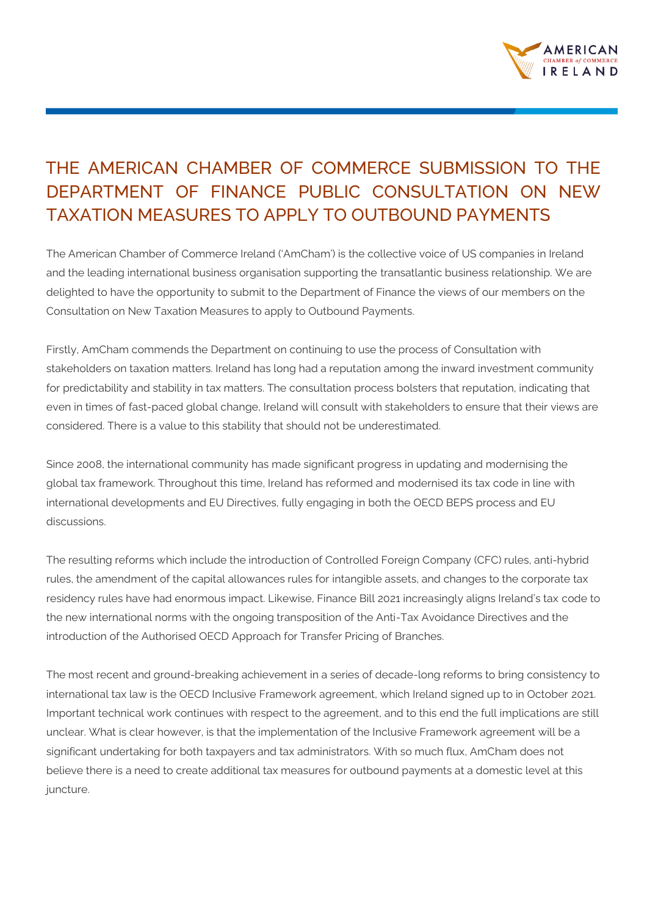# THE AMERICAN CHAMBER OF COMMERCE SUBMISSION TO THE DEPARTMENT OF FINANCE PUBLIC CONSULTATION ON NEW TAXATION MEASURES TO APPLY TO OUTBOUND PAYMENTS

The American Chamber of Commerce Ireland ('AmCham') is the collective voice of US companies in Ireland and the leading international business organisation supporting the transatlantic business relationship. We are delighted to have the opportunity to submit to the Department of Finance the views of our members on the Consultation on New Taxation Measures to apply to Outbound Payments.

Firstly, AmCham commends the Department on continuing to use the process of Consultation with stakeholders on taxation matters. Ireland has long had a reputation among the inward investment community for predictability and stability in tax matters. The consultation process bolsters that reputation, indicating that even in times of fast-paced global change, Ireland will consult with stakeholders to ensure that their views are considered. There is a value to this stability that should not be underestimated.

Since 2008, the international community has made significant progress in updating and modernising the global tax framework. Throughout this time, Ireland has reformed and modernised its tax code in line with international developments and EU Directives, fully engaging in both the OECD BEPS process and EU discussions.

The resulting reforms which include the introduction of Controlled Foreign Company (CFC) rules, anti-hybrid rules, the amendment of the capital allowances rules for intangible assets, and changes to the corporate tax residency rules have had enormous impact. Likewise, Finance Bill 2021 increasingly aligns Ireland's tax code to the new international norms with the ongoing transposition of the Anti-Tax Avoidance Directives and the introduction of the Authorised OECD Approach for Transfer Pricing of Branches.

The most recent and ground-breaking achievement in a series of decade-long reforms to bring consistency to international tax law is the OECD Inclusive Framework agreement, which Ireland signed up to in October 2021. Important technical work continues with respect to the agreement, and to this end the full implications are still unclear. What is clear however, is that the implementation of the Inclusive Framework agreement will be a significant undertaking for both taxpayers and tax administrators. With so much flux, AmCham does not believe there is a need to create additional tax measures for outbound payments at a domestic level at this juncture.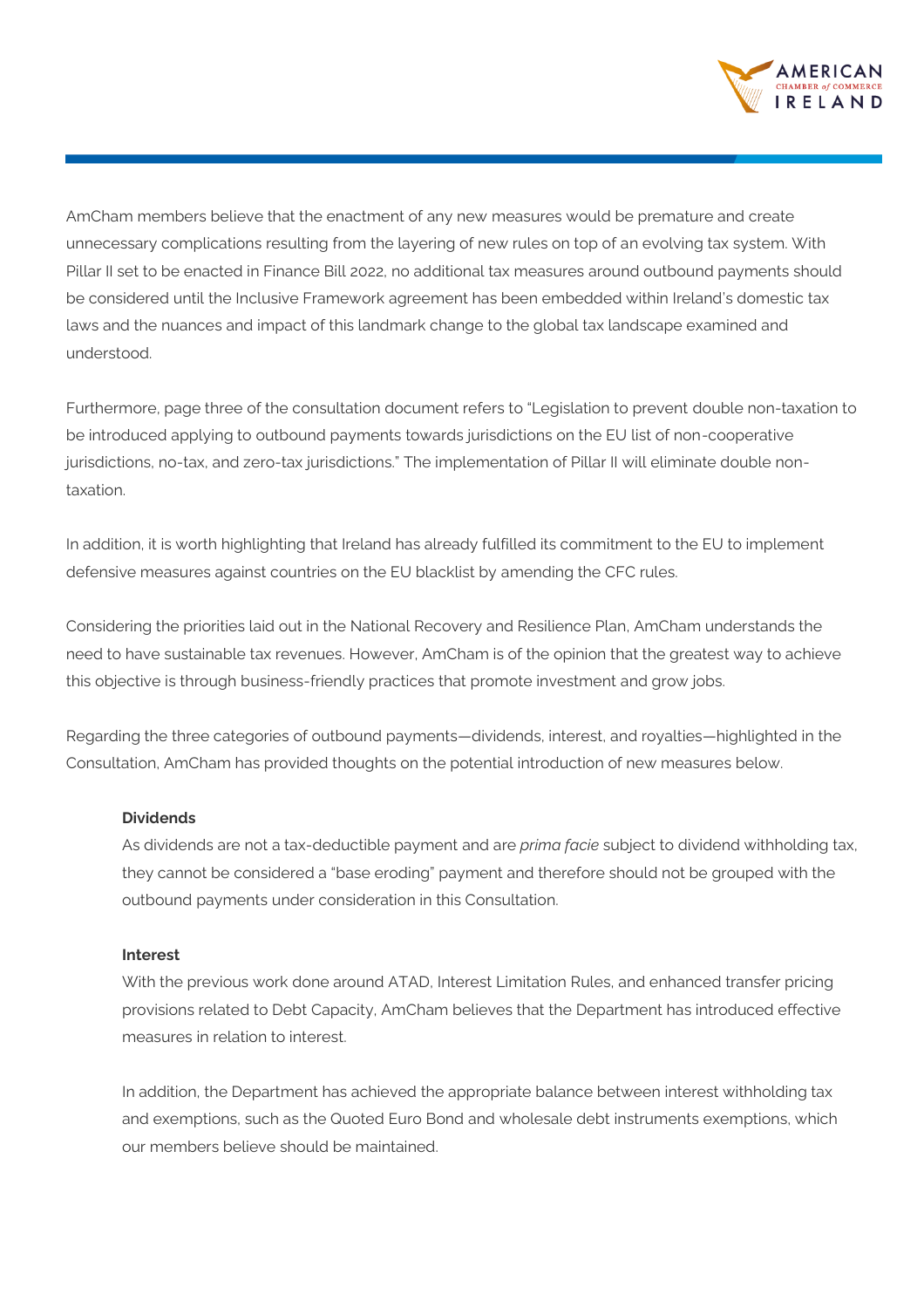AmCham members believe that the enactment of any new measures would be premature and create unnecessary complications resulting from the layering of new rules on top of an evolving tax system. With Pillar II set to be enacted in Finance Bill 2022, no additional tax measures around outbound payments should be considered until the Inclusive Framework agreement has been embedded within Ireland's domestic tax laws and the nuances and impact of this landmark change to the global tax landscape examined and understood.

Furthermore, page three of the consultation document refers to "Legislation to prevent double non-taxation to be introduced applying to outbound payments towards jurisdictions on the EU list of non-cooperative jurisdictions, no-tax, and zero-tax jurisdictions." The implementation of Pillar II will eliminate double non-taxation.

In addition, it is worth highlighting that Ireland has already fulfilled its commitment to the EU to implement defensive measures against countries on the EU blacklist by amending the CFC rules.

Considering the priorities laid out in the National Recovery and Resilience Plan, AmCham understands the need to have sustainable tax revenues. However, AmCham is of the opinion that the greatest way to achieve this objective is through business-friendly practices that promote investment and grow jobs.

Regarding the three categories of outbound payments—dividends, interest, and royalties—highlighted in the Consultation, AmCham has provided thoughts on the potential introduction of new measures below.

**Dividends**

As dividends are not a tax-deductible payment and are *prima facie* subject to dividend withholding tax, they cannot be considered a "base eroding" payment and therefore should not be grouped with the outbound payments under consideration in this Consultation.

**Interest**

With the previous work done around ATAD, Interest Limitation Rules, and enhanced transfer pricing provisions related to Debt Capacity, AmCham believes that the Department has introduced effective measures in relation to interest.

In addition, the Department has achieved the appropriate balance between interest withholding tax and exemptions, such as the Quoted Euro Bond and wholesale debt instruments exemptions, which our members believe should be maintained.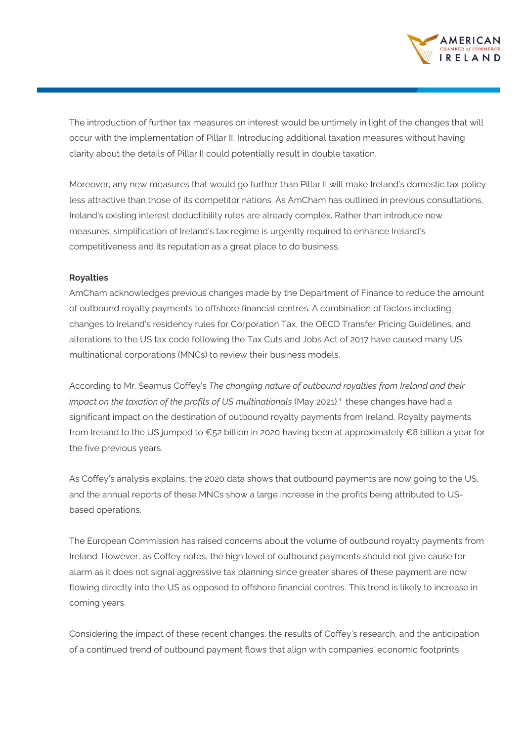The introduction of further tax measures on interest would be untimely in light of the changes that will occur with the implementation of Pillar II. Introducing additional taxation measures without having clarity about the details of Pillar II could potentially result in double taxation.

Moreover, any new measures that would go further than Pillar II will make Ireland's domestic tax policy less attractive than those of its competitor nations. As AmCham has outlined in previous consultations, Ireland's existing interest deductibility rules are already complex. Rather than introduce new measures, simplification of Ireland's tax regime is urgently required to enhance Ireland's competitiveness and its reputation as a great place to do business.

**Royalties**

AmCham acknowledges previous changes made by the Department of Finance to reduce the amount of outbound royalty payments to offshore financial centres. A combination of factors including changes to Ireland's residency rules for Corporation Tax, the OECD Transfer Pricing Guidelines, and alterations to the US tax code following the Tax Cuts and Jobs Act of 2017 have caused many US multinational corporations (MNCs) to review their business models.

According to Mr. Seamus Coffey's *The changing nature of outbound royalties from Ireland and their impact on the taxation of the profits of US multinationals* (May 2021),[1] these changes have had a significant impact on the destination of outbound royalty payments from Ireland. Royalty payments from Ireland to the US jumped to €52 billion in 2020 having been at approximately €8 billion a year for the five previous years.

As Coffey's analysis explains, the 2020 data shows that outbound payments are now going to the US, and the annual reports of these MNCs show a large increase in the profits being attributed to US-based operations.

The European Commission has raised concerns about the volume of outbound royalty payments from Ireland. However, as Coffey notes, the high level of outbound payments should not give cause for alarm as it does not signal aggressive tax planning since greater shares of these payment are now flowing directly into the US as opposed to offshore financial centres. This trend is likely to increase in coming years.

Considering the impact of these recent changes, the results of Coffey's research, and the anticipation of a continued trend of outbound payment flows that align with companies' economic footprints,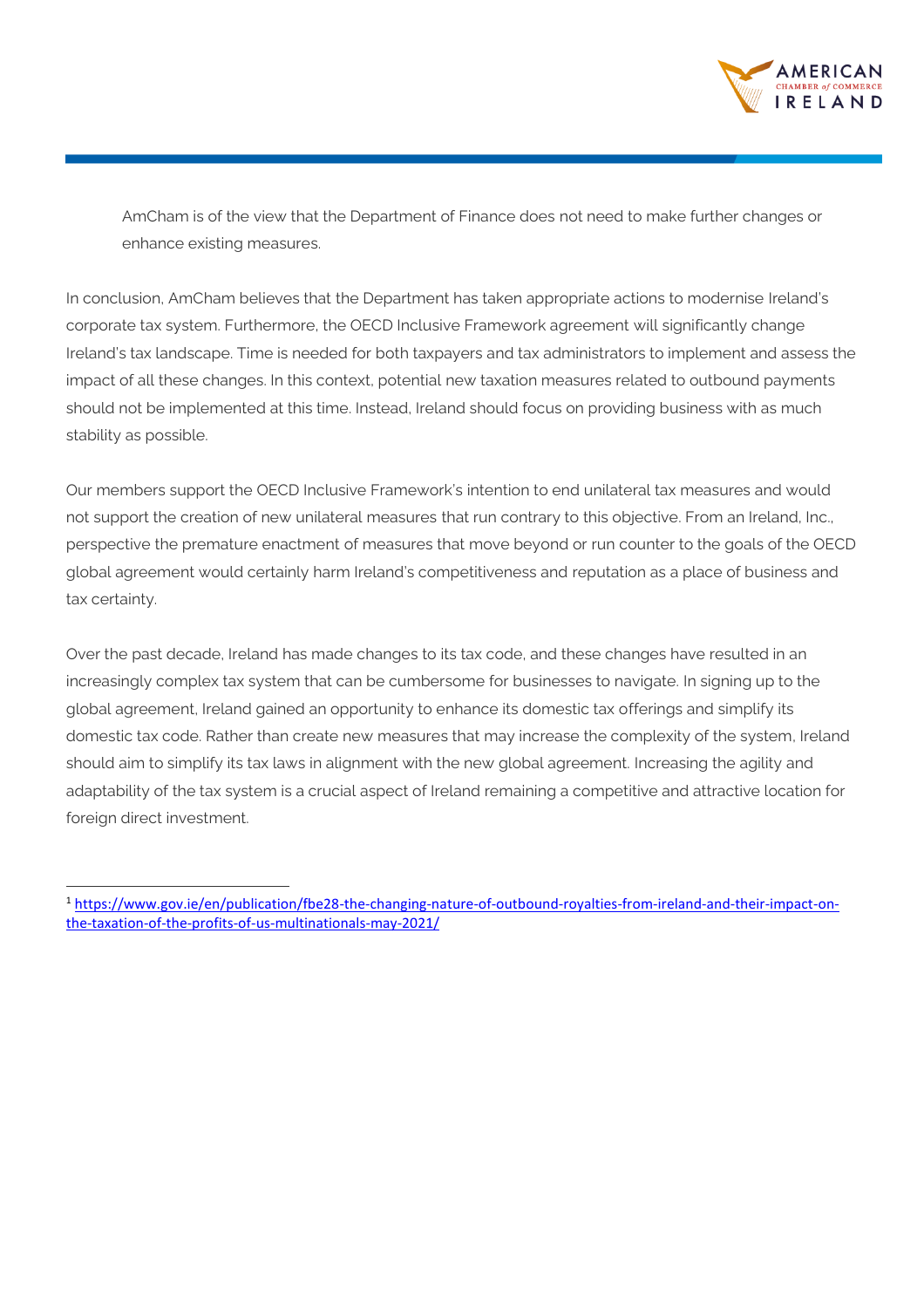AmCham is of the view that the Department of Finance does not need to make further changes or enhance existing measures.

In conclusion, AmCham believes that the Department has taken appropriate actions to modernise Ireland's corporate tax system. Furthermore, the OECD Inclusive Framework agreement will significantly change Ireland's tax landscape. Time is needed for both taxpayers and tax administrators to implement and assess the impact of all these changes. In this context, potential new taxation measures related to outbound payments should not be implemented at this time. Instead, Ireland should focus on providing business with as much stability as possible.

Our members support the OECD Inclusive Framework's intention to end unilateral tax measures and would not support the creation of new unilateral measures that run contrary to this objective. From an Ireland, Inc., perspective the premature enactment of measures that move beyond or run counter to the goals of the OECD global agreement would certainly harm Ireland's competitiveness and reputation as a place of business and tax certainty.

Over the past decade, Ireland has made changes to its tax code, and these changes have resulted in an increasingly complex tax system that can be cumbersome for businesses to navigate. In signing up to the global agreement, Ireland gained an opportunity to enhance its domestic tax offerings and simplify its domestic tax code. Rather than create new measures that may increase the complexity of the system, Ireland should aim to simplify its tax laws in alignment with the new global agreement. Increasing the agility and adaptability of the tax system is a crucial aspect of Ireland remaining a competitive and attractive location for foreign direct investment.

---

[1] https://www.gov.ie/en/publication/fbe28-the-changing-nature-of-outbound-royalties-from-ireland-and-their-impact-on-the-taxation-of-the-profits-of-us-multinationals-may-2021/